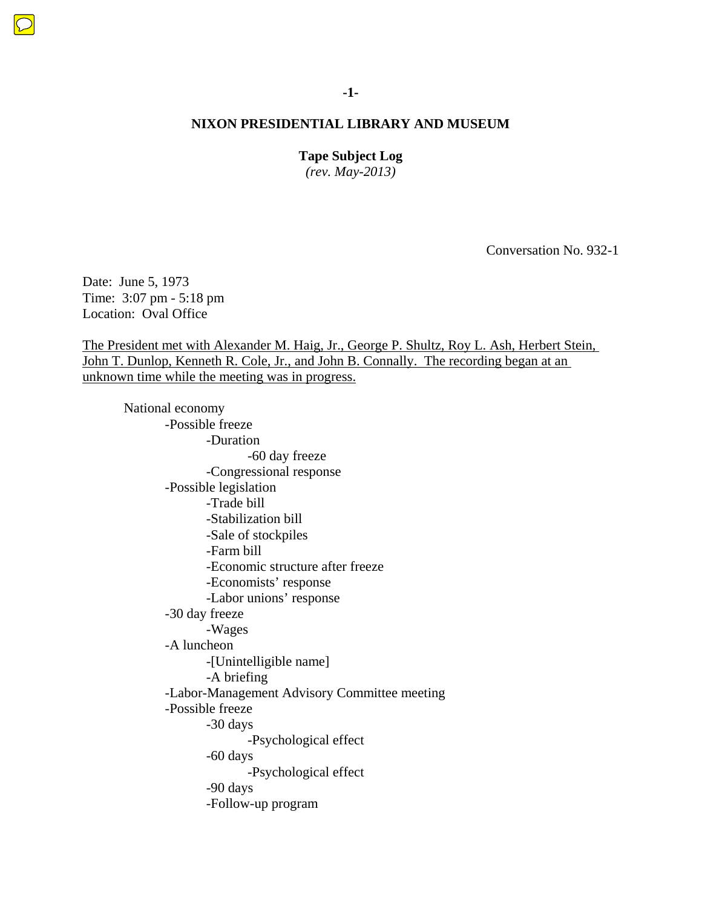**NIXON PRESIDENTIAL LIBRARY AND MUSEUM**

**Tape Subject Log**
*(rev. May-2013)*

Conversation No. 932-1

Date: June 5, 1973
Time: 3:07 pm - 5:18 pm
Location: Oval Office

The President met with Alexander M. Haig, Jr., George P. Shultz, Roy L. Ash, Herbert Stein, John T. Dunlop, Kenneth R. Cole, Jr., and John B. Connally. The recording began at an unknown time while the meeting was in progress.

National economy
- -Possible freeze
  - -Duration
    - -60 day freeze
  - -Congressional response
- -Possible legislation
  - -Trade bill
  - -Stabilization bill
  - -Sale of stockpiles
  - -Farm bill
  - -Economic structure after freeze
  - -Economists' response
  - -Labor unions' response
- -30 day freeze
  - -Wages
- -A luncheon
  - -[Unintelligible name]
  - -A briefing
- -Labor-Management Advisory Committee meeting
- -Possible freeze
  - -30 days
    - -Psychological effect
  - -60 days
    - -Psychological effect
  - -90 days
  - -Follow-up program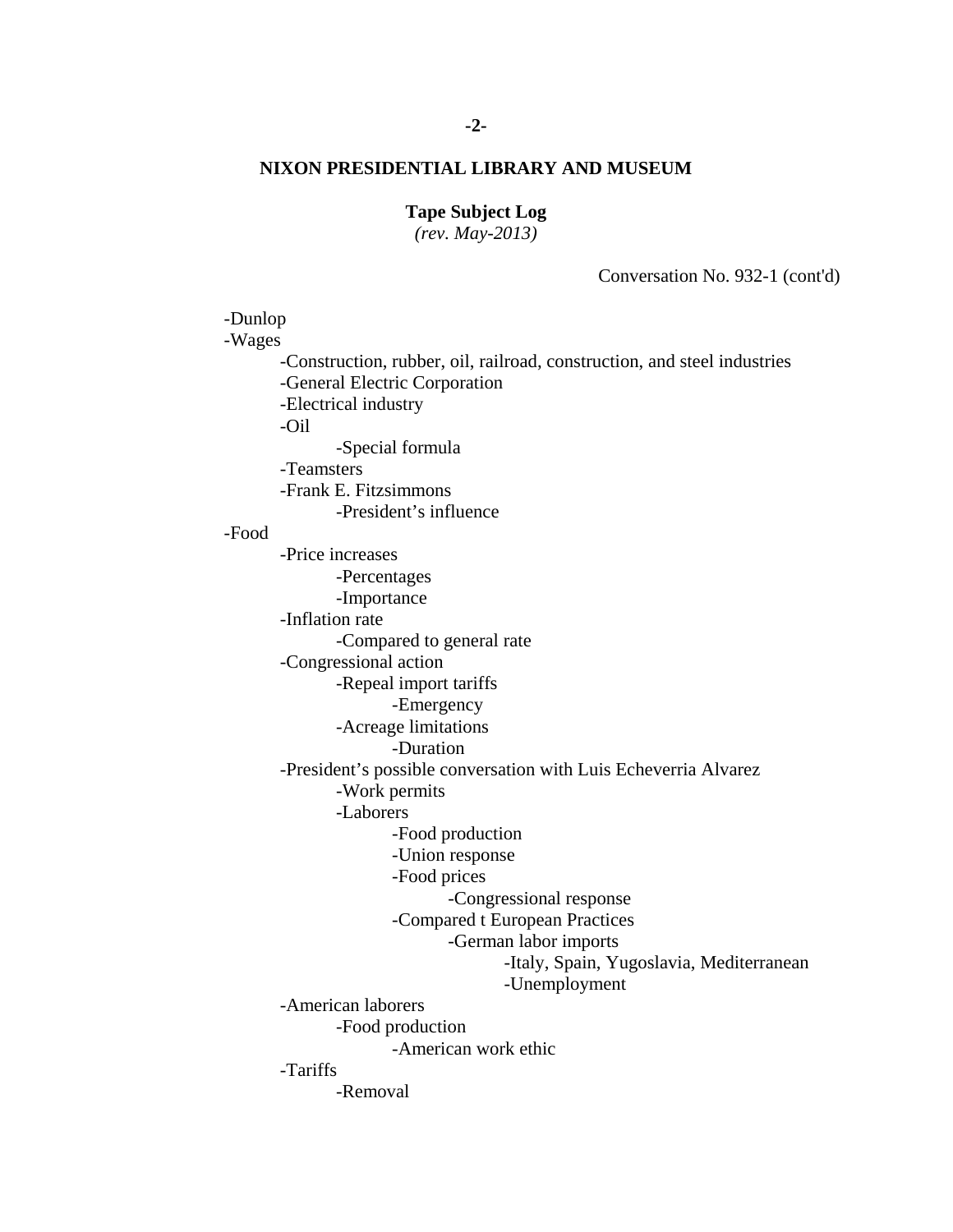**NIXON PRESIDENTIAL LIBRARY AND MUSEUM**

**Tape Subject Log**
*(rev. May-2013)*

Conversation No. 932-1 (cont'd)

- -Dunlop
- -Wages
    - -Construction, rubber, oil, railroad, construction, and steel industries
    - -General Electric Corporation
    - -Electrical industry
    - -Oil
        - -Special formula
    - -Teamsters
    - -Frank E. Fitzsimmons
        - -President's influence
- -Food
    - -Price increases
        - -Percentages
        - -Importance
    - -Inflation rate
        - -Compared to general rate
    - -Congressional action
        - -Repeal import tariffs
            - -Emergency
        - -Acreage limitations
            - -Duration
    - -President's possible conversation with Luis Echeverria Alvarez
        - -Work permits
        - -Laborers
            - -Food production
            - -Union response
            - -Food prices
                - -Congressional response
            - -Compared t European Practices
                - -German labor imports
                    - -Italy, Spain, Yugoslavia, Mediterranean
                    - -Unemployment
    - -American laborers
        - -Food production
            - -American work ethic
    - -Tariffs
        - -Removal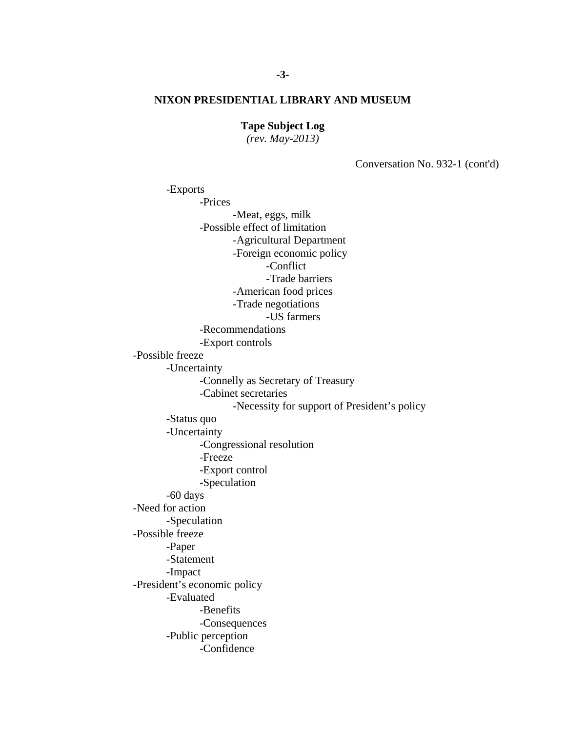**NIXON PRESIDENTIAL LIBRARY AND MUSEUM**

**Tape Subject Log**
*(rev. May-2013)*

Conversation No. 932-1 (cont'd)

- -Exports
  - -Prices
    - -Meat, eggs, milk
  - -Possible effect of limitation
    - -Agricultural Department
    - -Foreign economic policy
      - -Conflict
      - -Trade barriers
    - -American food prices
    - -Trade negotiations
      - -US farmers
  - -Recommendations
  - -Export controls

-Possible freeze
- -Uncertainty
  - -Connelly as Secretary of Treasury
  - -Cabinet secretaries
    - -Necessity for support of President's policy
- -Status quo
- -Uncertainty
  - -Congressional resolution
  - -Freeze
  - -Export control
  - -Speculation
- -60 days

-Need for action
- -Speculation

-Possible freeze
- -Paper
- -Statement
- -Impact

-President's economic policy
- -Evaluated
  - -Benefits
  - -Consequences
- -Public perception
  - -Confidence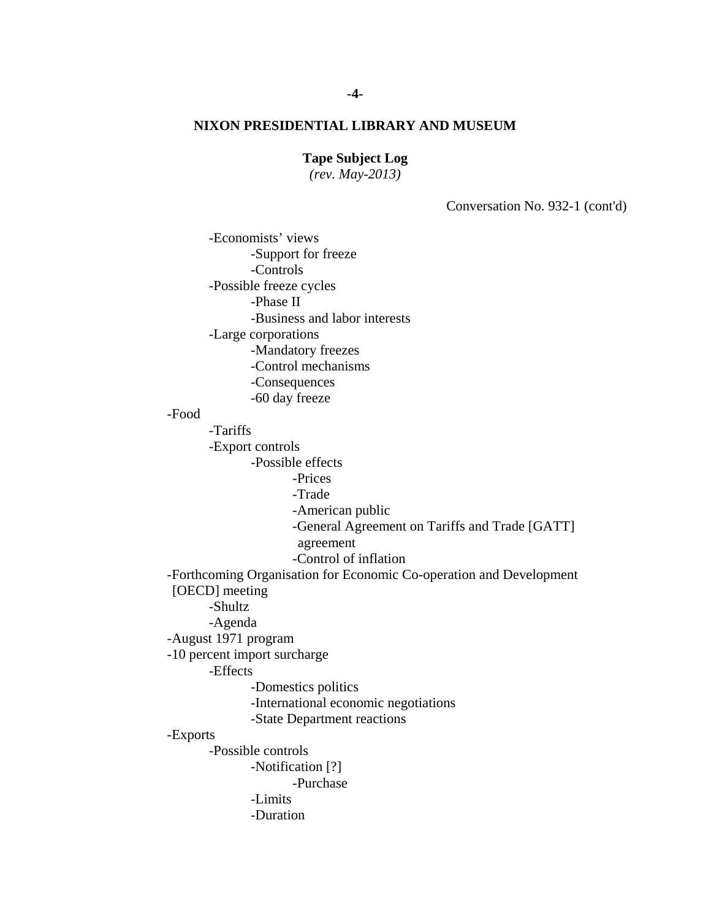**NIXON PRESIDENTIAL LIBRARY AND MUSEUM**

**Tape Subject Log**
*(rev. May-2013)*

Conversation No. 932-1 (cont'd)

- Economists' views
    - Support for freeze
    - Controls
- Possible freeze cycles
    - Phase II
    - Business and labor interests
- Large corporations
    - Mandatory freezes
    - Control mechanisms
    - Consequences
    - 60 day freeze

-Food
- Tariffs
- Export controls
    - Possible effects
        - Prices
        - Trade
        - American public
        - General Agreement on Tariffs and Trade [GATT] agreement
        - Control of inflation

-Forthcoming Organisation for Economic Co-operation and Development [OECD] meeting
- Shultz
- Agenda

-August 1971 program

-10 percent import surcharge
- Effects
    - Domestics politics
    - International economic negotiations
    - State Department reactions

-Exports
- Possible controls
    - Notification [?]
        - Purchase
    - Limits
    - Duration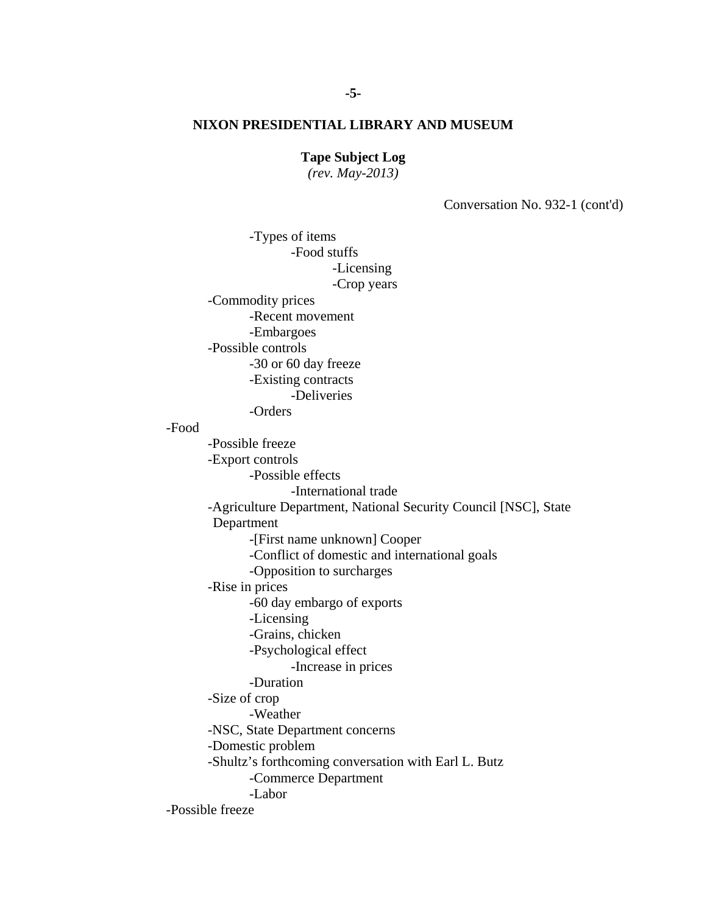**NIXON PRESIDENTIAL LIBRARY AND MUSEUM**

**Tape Subject Log**
*(rev. May-2013)*

Conversation No. 932-1 (cont'd)

- -Types of items
    - -Food stuffs
        - -Licensing
        - -Crop years
- -Commodity prices
    - -Recent movement
    - -Embargoes
- -Possible controls
    - -30 or 60 day freeze
    - -Existing contracts
        - -Deliveries
    - -Orders

-Food
- -Possible freeze
- -Export controls
    - -Possible effects
        - -International trade
- -Agriculture Department, National Security Council [NSC], State Department
    - -[First name unknown] Cooper
    - -Conflict of domestic and international goals
    - -Opposition to surcharges
- -Rise in prices
    - -60 day embargo of exports
    - -Licensing
    - -Grains, chicken
    - -Psychological effect
        - -Increase in prices
    - -Duration
- -Size of crop
    - -Weather
- -NSC, State Department concerns
- -Domestic problem
- -Shultz's forthcoming conversation with Earl L. Butz
    - -Commerce Department
    - -Labor

-Possible freeze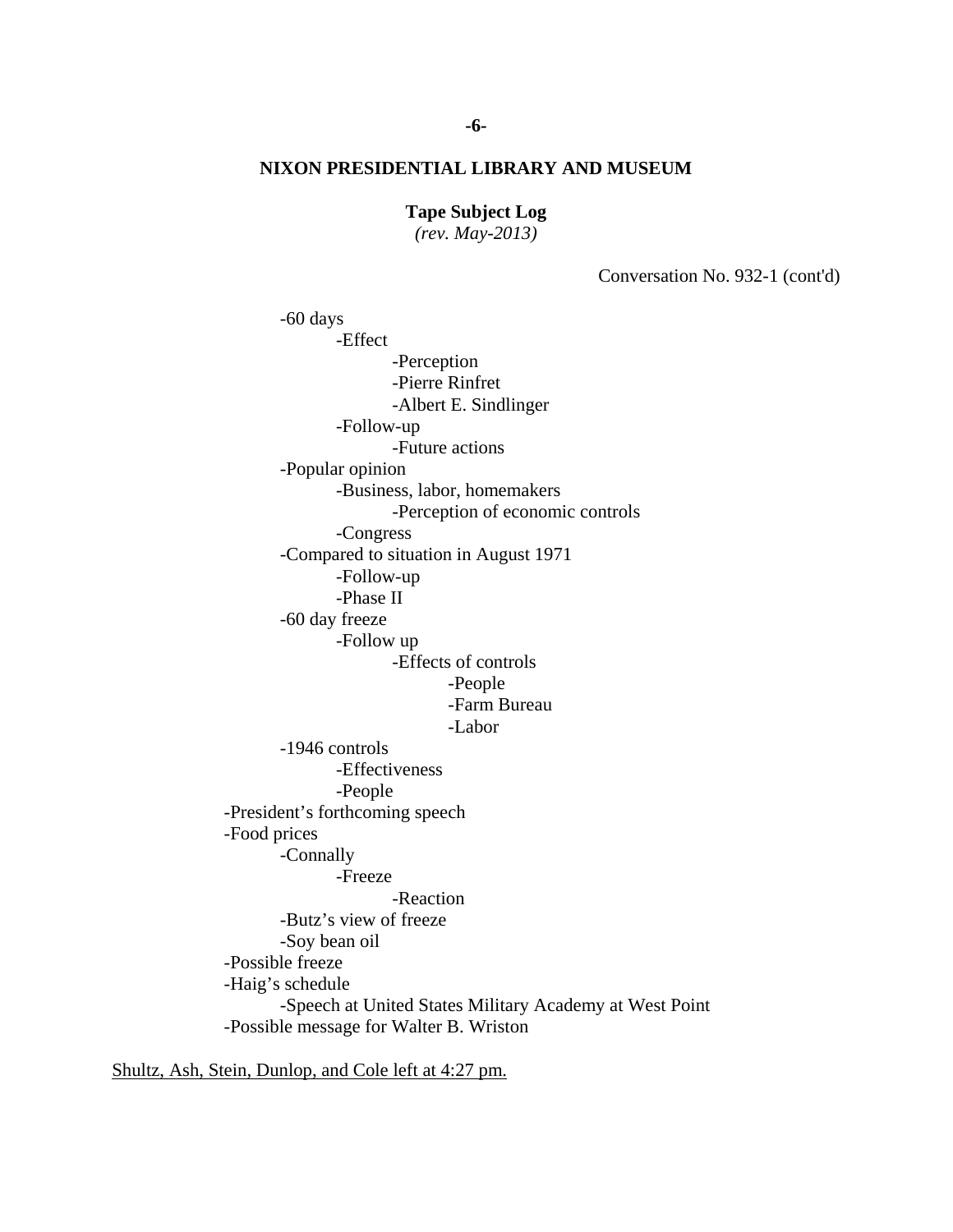**NIXON PRESIDENTIAL LIBRARY AND MUSEUM**

**Tape Subject Log**
*(rev. May-2013)*

Conversation No. 932-1 (cont'd)

- -60 days
    - -Effect
        - -Perception
        - -Pierre Rinfret
        - -Albert E. Sindlinger
    - -Follow-up
        - -Future actions
- -Popular opinion
    - -Business, labor, homemakers
        - -Perception of economic controls
    - -Congress
- -Compared to situation in August 1971
    - -Follow-up
    - -Phase II
- -60 day freeze
    - -Follow up
        - -Effects of controls
            - -People
            - -Farm Bureau
            - -Labor
- -1946 controls
    - -Effectiveness
    - -People

-President's forthcoming speech
-Food prices
- -Connally
    - -Freeze
        - -Reaction
- -Butz's view of freeze
- -Soy bean oil

-Possible freeze
-Haig's schedule
- -Speech at United States Military Academy at West Point

-Possible message for Walter B. Wriston

Shultz, Ash, Stein, Dunlop, and Cole left at 4:27 pm.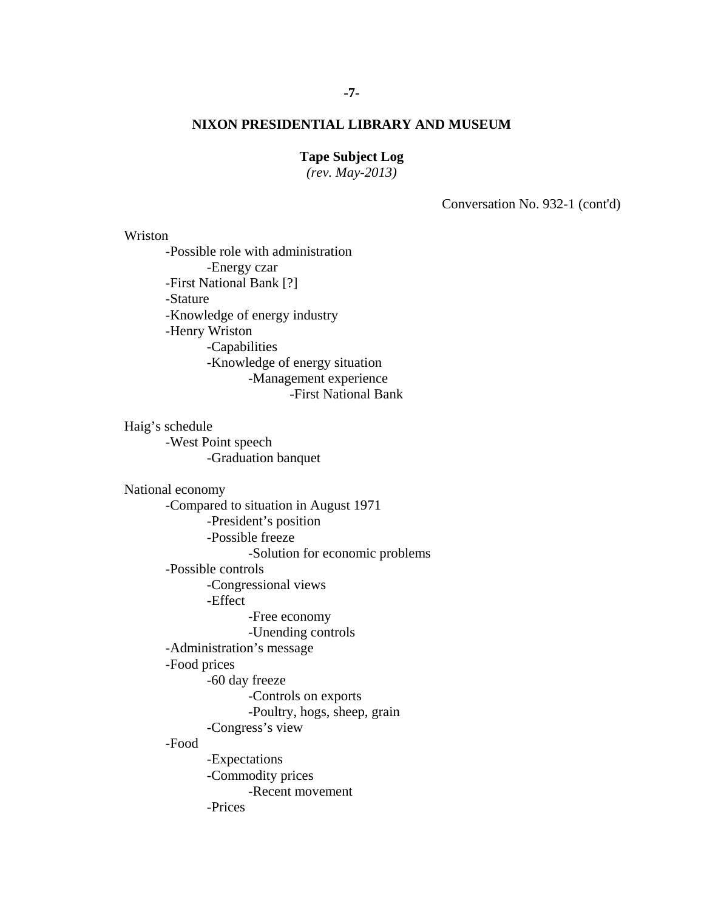**NIXON PRESIDENTIAL LIBRARY AND MUSEUM**

**Tape Subject Log**
*(rev. May-2013)*

Conversation No. 932-1 (cont'd)

Wriston
- -Possible role with administration
  - -Energy czar
- -First National Bank [?]
- -Stature
- -Knowledge of energy industry
- -Henry Wriston
  - -Capabilities
  - -Knowledge of energy situation
    - -Management experience
      - -First National Bank

Haig's schedule
- -West Point speech
  - -Graduation banquet

National economy
- -Compared to situation in August 1971
  - -President's position
  - -Possible freeze
    - -Solution for economic problems
- -Possible controls
  - -Congressional views
  - -Effect
    - -Free economy
    - -Unending controls
- -Administration's message
- -Food prices
  - -60 day freeze
    - -Controls on exports
    - -Poultry, hogs, sheep, grain
  - -Congress's view
- -Food
  - -Expectations
  - -Commodity prices
    - -Recent movement
  - -Prices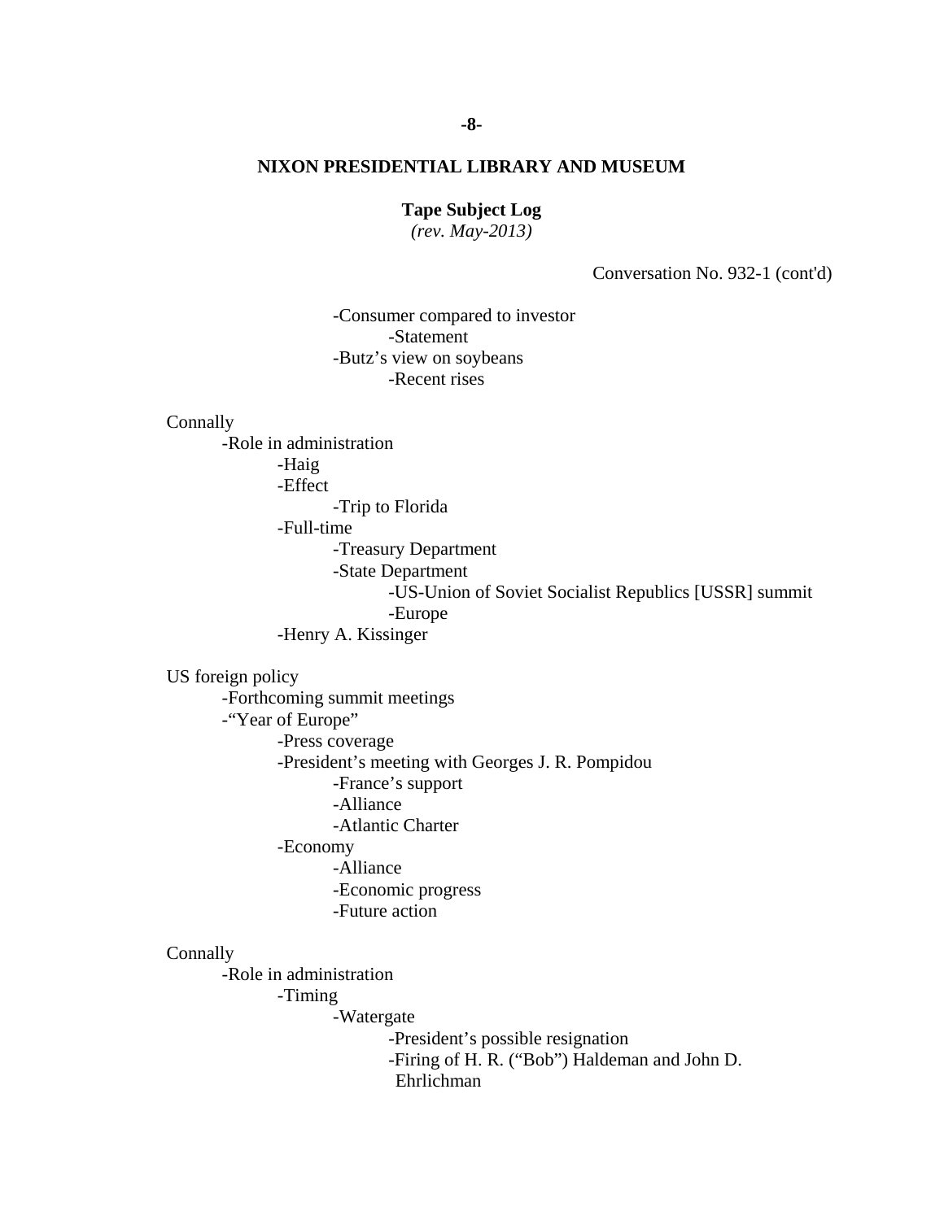# NIXON PRESIDENTIAL LIBRARY AND MUSEUM

**Tape Subject Log**
*(rev. May-2013)*

Conversation No. 932-1 (cont'd)

- -Consumer compared to investor
  - -Statement
- -Butz's view on soybeans
  - -Recent rises

Connally
- -Role in administration
  - -Haig
  - -Effect
    - -Trip to Florida
  - -Full-time
    - -Treasury Department
    - -State Department
      - -US-Union of Soviet Socialist Republics [USSR] summit
      - -Europe
  - -Henry A. Kissinger

US foreign policy
- -Forthcoming summit meetings
- -"Year of Europe"
  - -Press coverage
  - -President's meeting with Georges J. R. Pompidou
    - -France's support
    - -Alliance
    - -Atlantic Charter
  - -Economy
    - -Alliance
    - -Economic progress
    - -Future action

Connally
- -Role in administration
  - -Timing
    - -Watergate
      - -President's possible resignation
      - -Firing of H. R. ("Bob") Haldeman and John D. Ehrlichman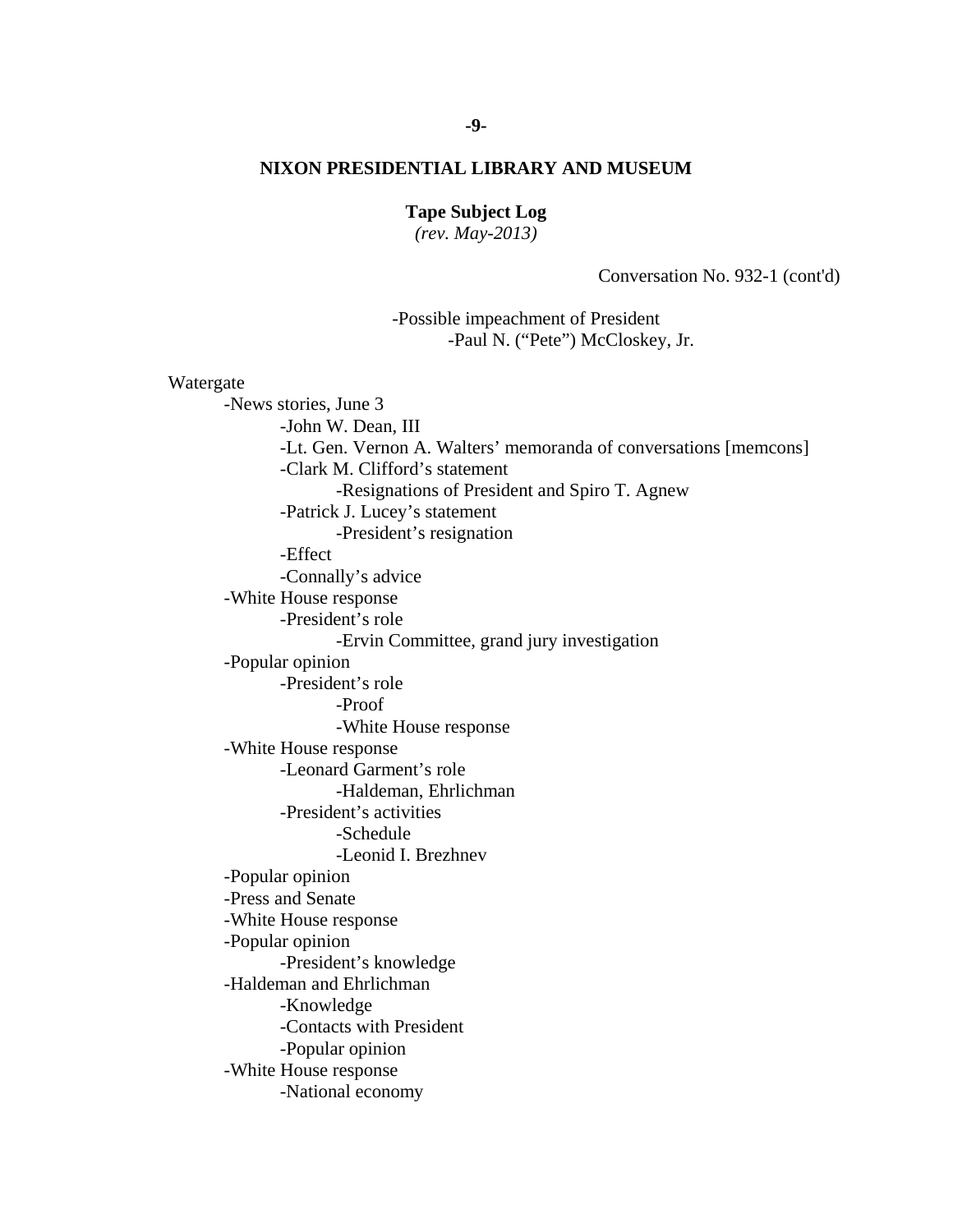**NIXON PRESIDENTIAL LIBRARY AND MUSEUM**

**Tape Subject Log**
*(rev. May-2013)*

Conversation No. 932-1 (cont'd)

- -Possible impeachment of President
    - -Paul N. ("Pete") McCloskey, Jr.

Watergate

- -News stories, June 3
    - -John W. Dean, III
    - -Lt. Gen. Vernon A. Walters' memoranda of conversations [memcons]
    - -Clark M. Clifford's statement
        - -Resignations of President and Spiro T. Agnew
    - -Patrick J. Lucey's statement
        - -President's resignation
    - -Effect
    - -Connally's advice
- -White House response
    - -President's role
        - -Ervin Committee, grand jury investigation
- -Popular opinion
    - -President's role
        - -Proof
        - -White House response
- -White House response
    - -Leonard Garment's role
        - -Haldeman, Ehrlichman
    - -President's activities
        - -Schedule
        - -Leonid I. Brezhnev
- -Popular opinion
- -Press and Senate
- -White House response
- -Popular opinion
    - -President's knowledge
- -Haldeman and Ehrlichman
    - -Knowledge
    - -Contacts with President
    - -Popular opinion
- -White House response
    - -National economy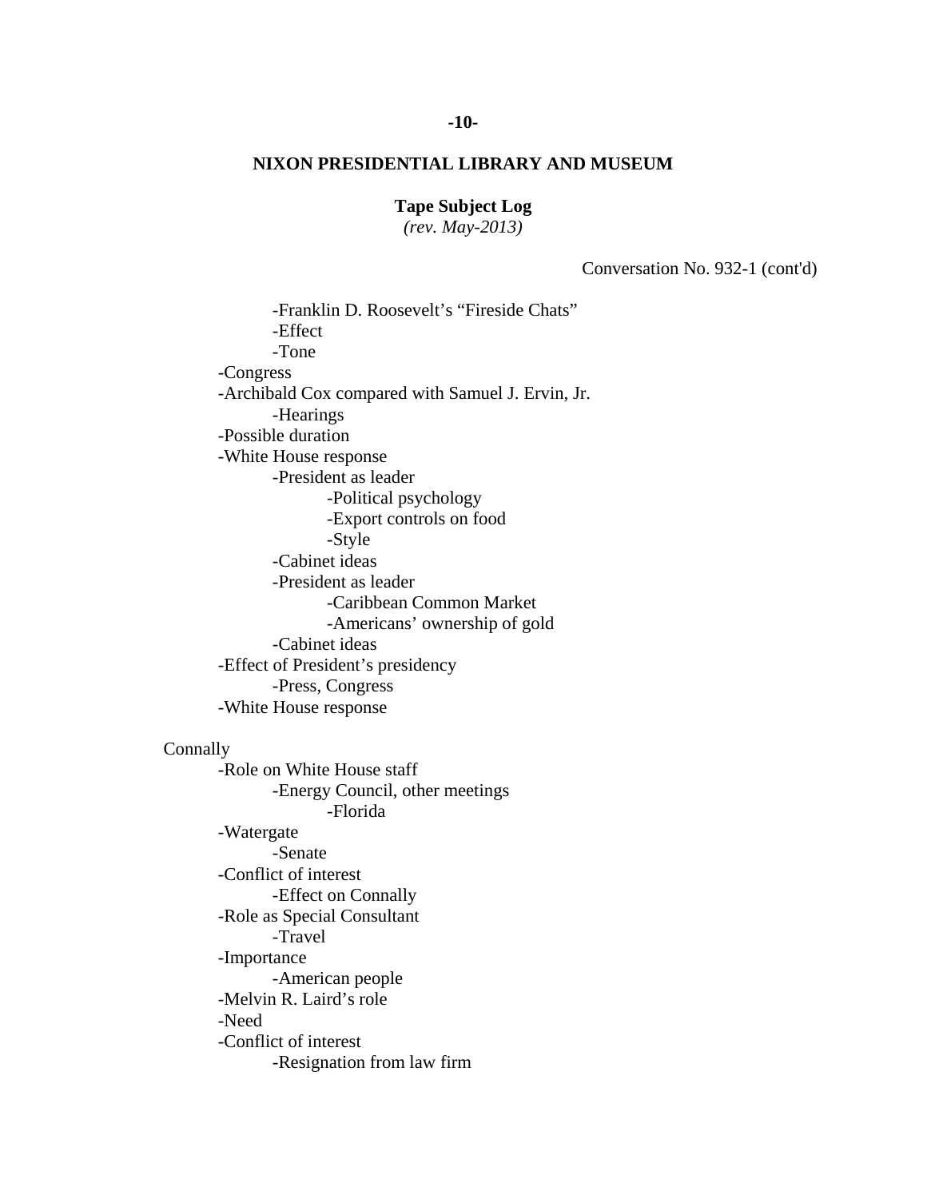**NIXON PRESIDENTIAL LIBRARY AND MUSEUM**

**Tape Subject Log**
*(rev. May-2013)*

Conversation No. 932-1 (cont'd)

- -Franklin D. Roosevelt's "Fireside Chats"
    - -Effect
    - -Tone
- -Congress
- -Archibald Cox compared with Samuel J. Ervin, Jr.
    - -Hearings
- -Possible duration
- -White House response
    - -President as leader
        - -Political psychology
        - -Export controls on food
        - -Style
    - -Cabinet ideas
    - -President as leader
        - -Caribbean Common Market
        - -Americans' ownership of gold
    - -Cabinet ideas
- -Effect of President's presidency
    - -Press, Congress
- -White House response

Connally
- -Role on White House staff
    - -Energy Council, other meetings
        - -Florida
- -Watergate
    - -Senate
- -Conflict of interest
    - -Effect on Connally
- -Role as Special Consultant
    - -Travel
- -Importance
    - -American people
- -Melvin R. Laird's role
- -Need
- -Conflict of interest
    - -Resignation from law firm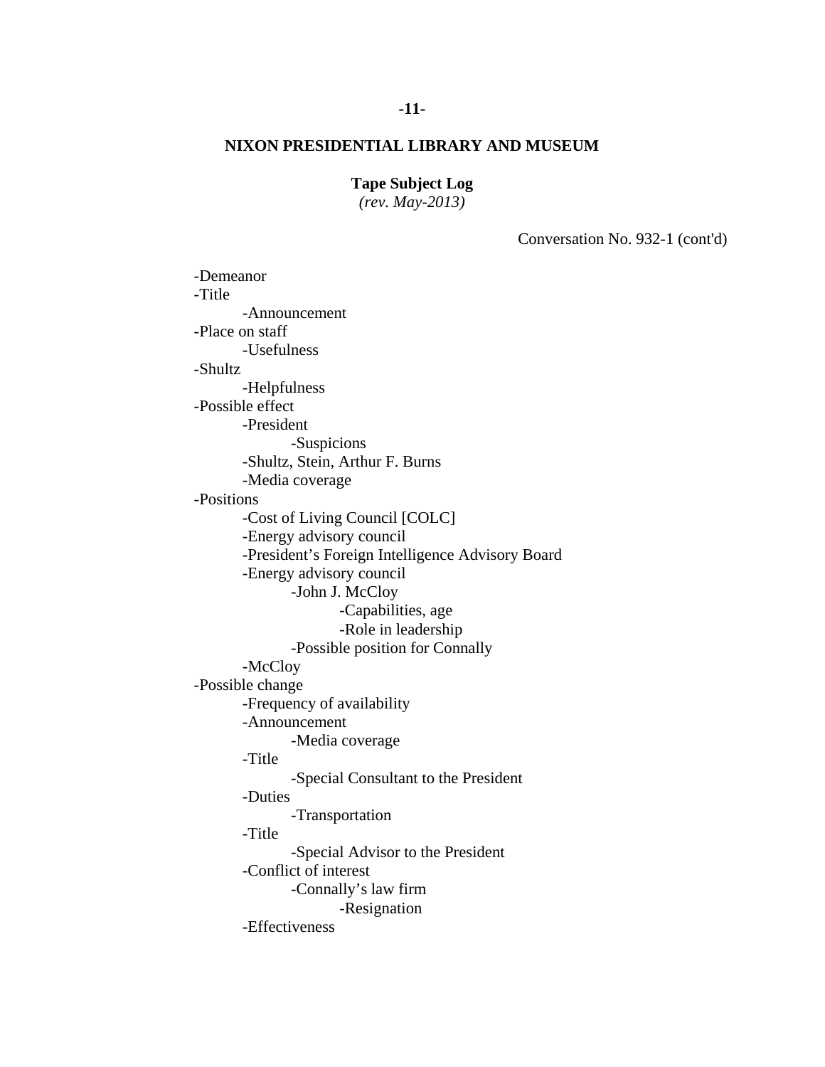**NIXON PRESIDENTIAL LIBRARY AND MUSEUM**

**Tape Subject Log**
*(rev. May-2013)*

Conversation No. 932-1 (cont'd)

- -Demeanor
- -Title
    - -Announcement
- -Place on staff
    - -Usefulness
- -Shultz
    - -Helpfulness
- -Possible effect
    - -President
        - -Suspicions
    - -Shultz, Stein, Arthur F. Burns
    - -Media coverage
- -Positions
    - -Cost of Living Council [COLC]
    - -Energy advisory council
    - -President's Foreign Intelligence Advisory Board
    - -Energy advisory council
        - -John J. McCloy
            - -Capabilities, age
            - -Role in leadership
        - -Possible position for Connally
    - -McCloy
- -Possible change
    - -Frequency of availability
    - -Announcement
        - -Media coverage
    - -Title
        - -Special Consultant to the President
    - -Duties
        - -Transportation
    - -Title
        - -Special Advisor to the President
    - -Conflict of interest
        - -Connally's law firm
            - -Resignation
    - -Effectiveness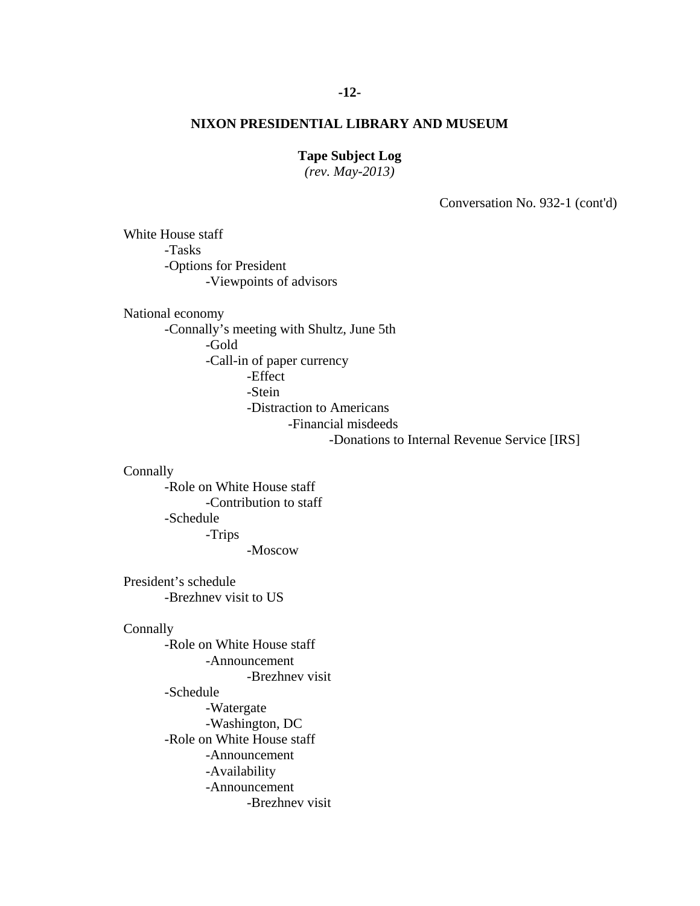**NIXON PRESIDENTIAL LIBRARY AND MUSEUM**

**Tape Subject Log**
*(rev. May-2013)*

Conversation No. 932-1 (cont'd)

White House staff
- -Tasks
- -Options for President
  - -Viewpoints of advisors

National economy
- -Connally's meeting with Shultz, June 5th
  - -Gold
  - -Call-in of paper currency
    - -Effect
    - -Stein
    - -Distraction to Americans
      - -Financial misdeeds
        - -Donations to Internal Revenue Service [IRS]

Connally
- -Role on White House staff
  - -Contribution to staff
- -Schedule
  - -Trips
    - -Moscow

President's schedule
- -Brezhnev visit to US

Connally
- -Role on White House staff
  - -Announcement
    - -Brezhnev visit
- -Schedule
  - -Watergate
  - -Washington, DC
- -Role on White House staff
  - -Announcement
  - -Availability
  - -Announcement
    - -Brezhnev visit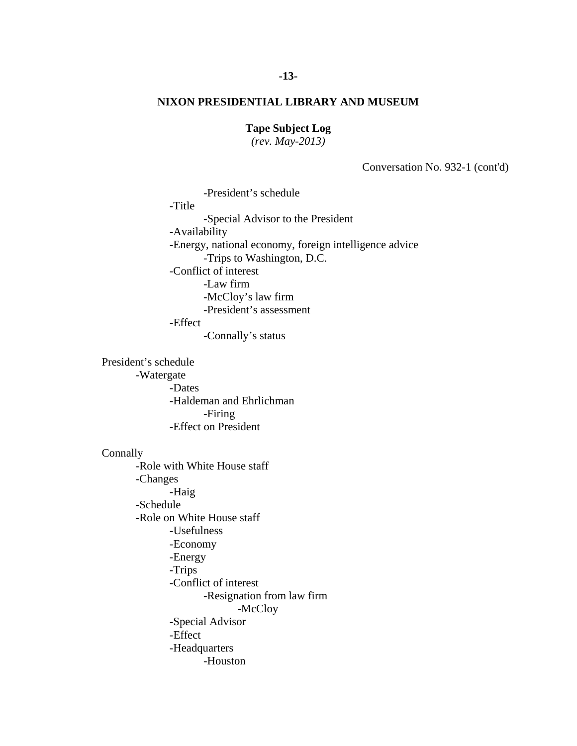**NIXON PRESIDENTIAL LIBRARY AND MUSEUM**

**Tape Subject Log**
*(rev. May-2013)*

Conversation No. 932-1 (cont'd)

- -President's schedule
- -Title
    - -Special Advisor to the President
- -Availability
- -Energy, national economy, foreign intelligence advice
    - -Trips to Washington, D.C.
- -Conflict of interest
    - -Law firm
    - -McCloy's law firm
    - -President's assessment
- -Effect
    - -Connally's status

President's schedule
- -Watergate
    - -Dates
    - -Haldeman and Ehrlichman
        - -Firing
    - -Effect on President

Connally
- -Role with White House staff
- -Changes
    - -Haig
- -Schedule
- -Role on White House staff
    - -Usefulness
    - -Economy
    - -Energy
    - -Trips
    - -Conflict of interest
        - -Resignation from law firm
            - -McCloy
    - -Special Advisor
    - -Effect
    - -Headquarters
        - -Houston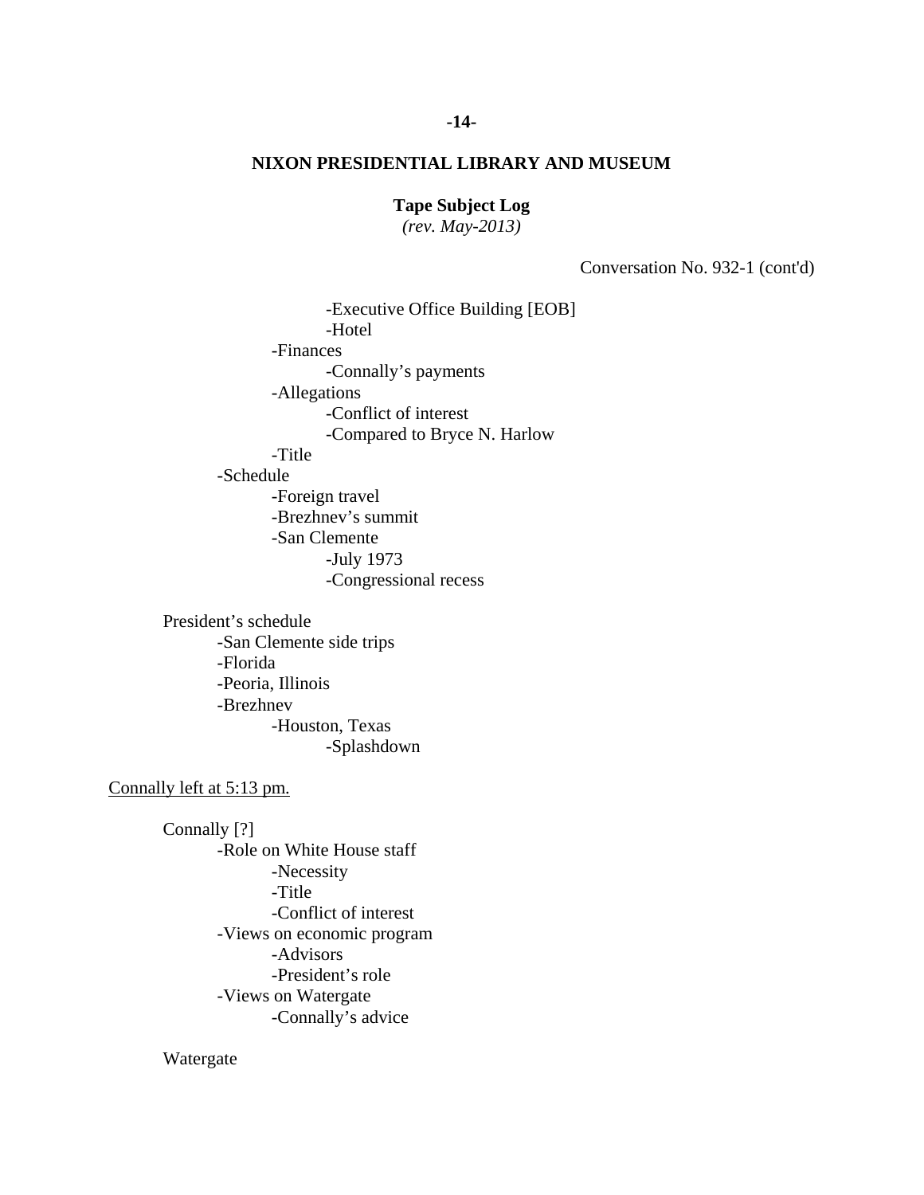**NIXON PRESIDENTIAL LIBRARY AND MUSEUM**

**Tape Subject Log**
*(rev. May-2013)*

Conversation No. 932-1 (cont'd)

- -Executive Office Building [EOB]
- -Hotel
- -Finances
  - -Connally's payments
- -Allegations
  - -Conflict of interest
  - -Compared to Bryce N. Harlow
- -Title
- -Schedule
  - -Foreign travel
  - -Brezhnev's summit
  - -San Clemente
    - -July 1973
    - -Congressional recess

President's schedule
- -San Clemente side trips
- -Florida
- -Peoria, Illinois
- -Brezhnev
  - -Houston, Texas
    - -Splashdown

<u>Connally left at 5:13 pm.</u>

Connally [?]
- -Role on White House staff
  - -Necessity
  - -Title
  - -Conflict of interest
- -Views on economic program
  - -Advisors
  - -President's role
- -Views on Watergate
  - -Connally's advice

Watergate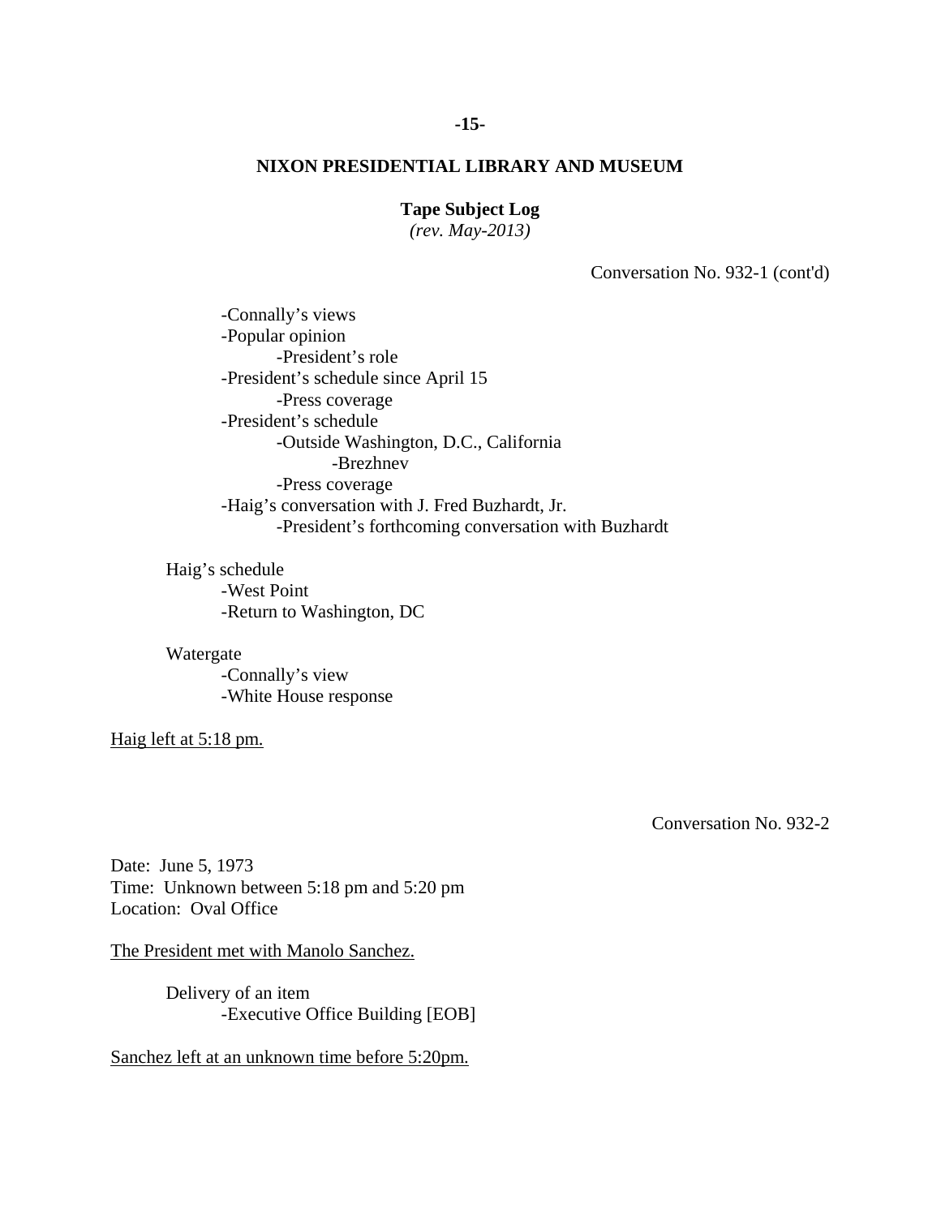**NIXON PRESIDENTIAL LIBRARY AND MUSEUM**

**Tape Subject Log**
*(rev. May-2013)*

Conversation No. 932-1 (cont'd)

- -Connally's views
- -Popular opinion
    - -President's role
- -President's schedule since April 15
    - -Press coverage
- -President's schedule
    - -Outside Washington, D.C., California
        - -Brezhnev
    - -Press coverage
- -Haig's conversation with J. Fred Buzhardt, Jr.
    - -President's forthcoming conversation with Buzhardt

Haig's schedule
- -West Point
- -Return to Washington, DC

Watergate
- -Connally's view
- -White House response

Haig left at 5:18 pm.

Conversation No. 932-2

Date: June 5, 1973
Time: Unknown between 5:18 pm and 5:20 pm
Location: Oval Office

The President met with Manolo Sanchez.

Delivery of an item
- -Executive Office Building [EOB]

Sanchez left at an unknown time before 5:20pm.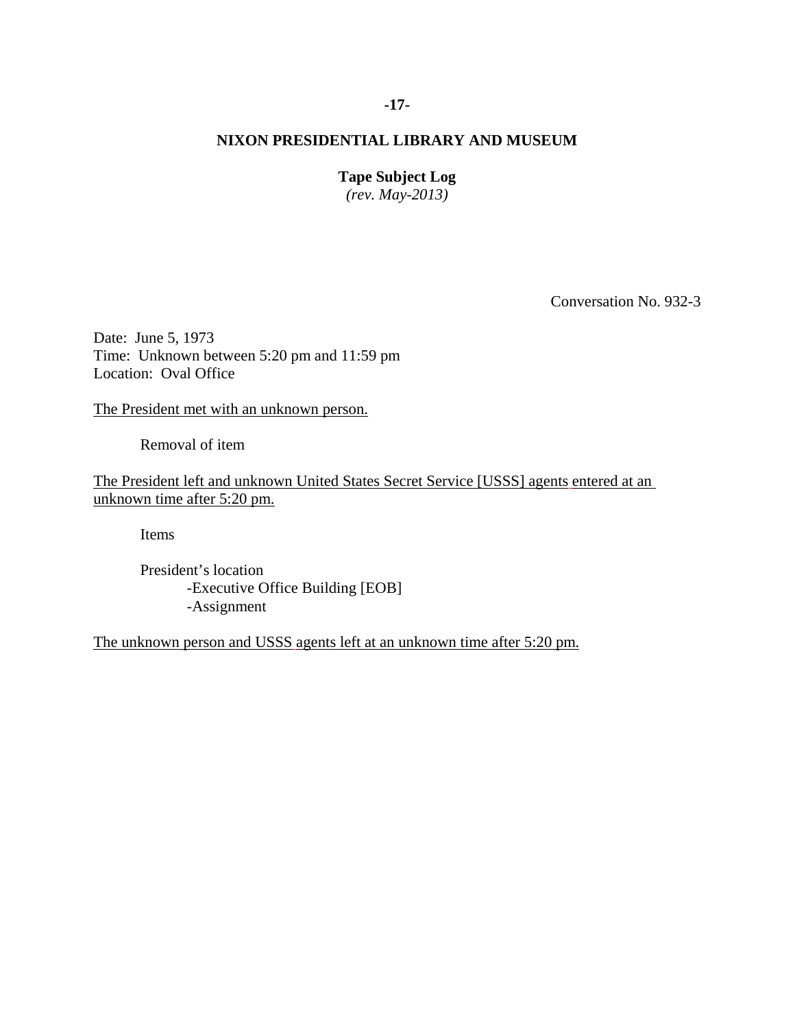**NIXON PRESIDENTIAL LIBRARY AND MUSEUM**

**Tape Subject Log**
*(rev. May-2013)*

Conversation No. 932-3

Date: June 5, 1973
Time: Unknown between 5:20 pm and 11:59 pm
Location: Oval Office

The President met with an unknown person.

Removal of item

The President left and unknown United States Secret Service [USSS] agents entered at an unknown time after 5:20 pm.

Items

President's location
- -Executive Office Building [EOB]
- -Assignment

The unknown person and USSS agents left at an unknown time after 5:20 pm.